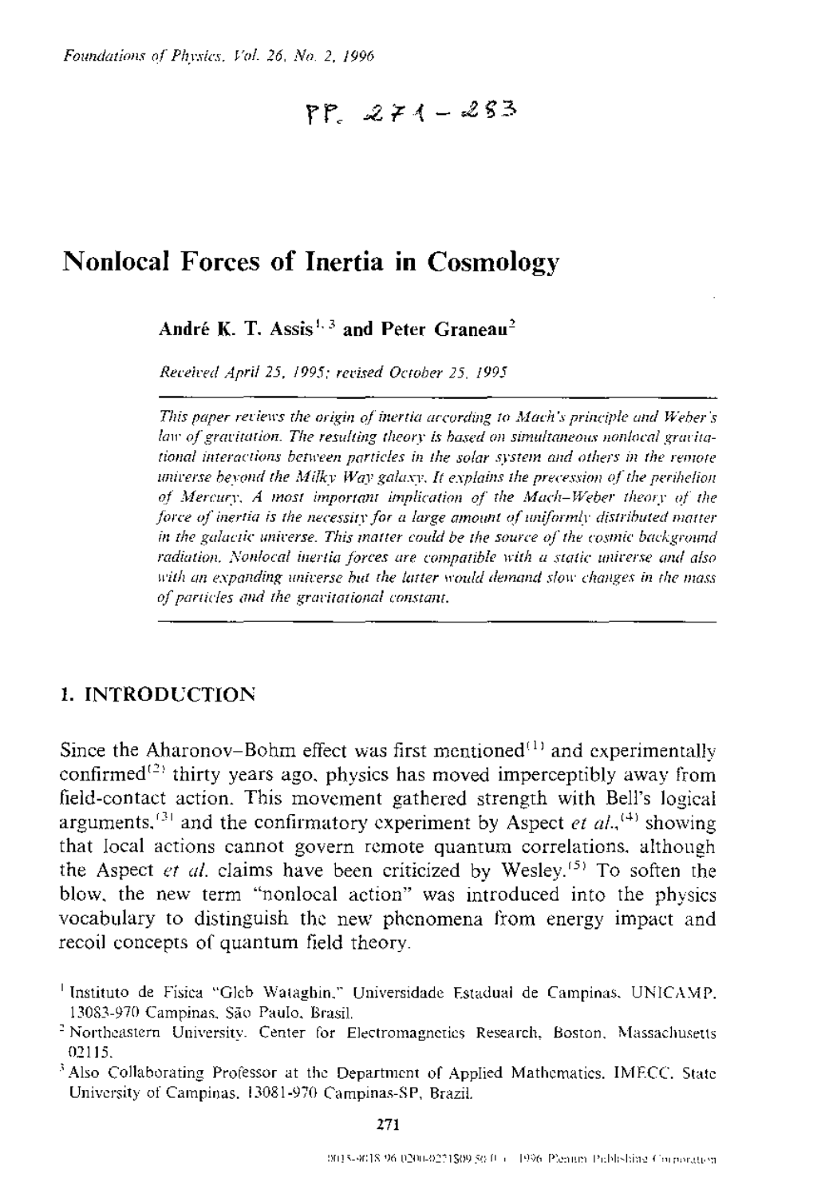# Nonlocal Forces of Inertia in Cosmology

**André K. T. Assis**[1,3] **and Peter Graneau**[2]

*Received April 25, 1995; revised October 25, 1995*

*This paper reviews the origin of inertia according to Mach's principle and Weber's law of gravitation. The resulting theory is based on simultaneous nonlocal gravitational interactions between particles in the solar system and others in the remote universe beyond the Milky Way galaxy. It explains the precession of the perihelion of Mercury. A most important implication of the Mach–Weber theory of the force of inertia is the necessity for a large amount of uniformly distributed matter in the galactic universe. This matter could be the source of the cosmic background radiation. Nonlocal inertia forces are compatible with a static universe and also with an expanding universe but the latter would demand slow changes in the mass of particles and the gravitational constant.*

## 1. INTRODUCTION

Since the Aharonov–Bohm effect was first mentioned[1] and experimentally confirmed[2] thirty years ago, physics has moved imperceptibly away from field-contact action. This movement gathered strength with Bell's logical arguments,[3] and the confirmatory experiment by Aspect *et al.*,[4] showing that local actions cannot govern remote quantum correlations, although the Aspect *et al.* claims have been criticized by Wesley.[5] To soften the blow, the new term "nonlocal action" was introduced into the physics vocabulary to distinguish the new phenomena from energy impact and recoil concepts of quantum field theory.

[1] Instituto de Física "Gleb Wataghin," Universidade Estadual de Campinas, UNICAMP, 13083-970 Campinas, São Paulo, Brasil.

[2] Northeastern University, Center for Electromagnetics Research, Boston, Massachusetts 02115.

[3] Also Collaborating Professor at the Department of Applied Mathematics, IMECC, State University of Campinas, 13081-970 Campinas-SP, Brazil.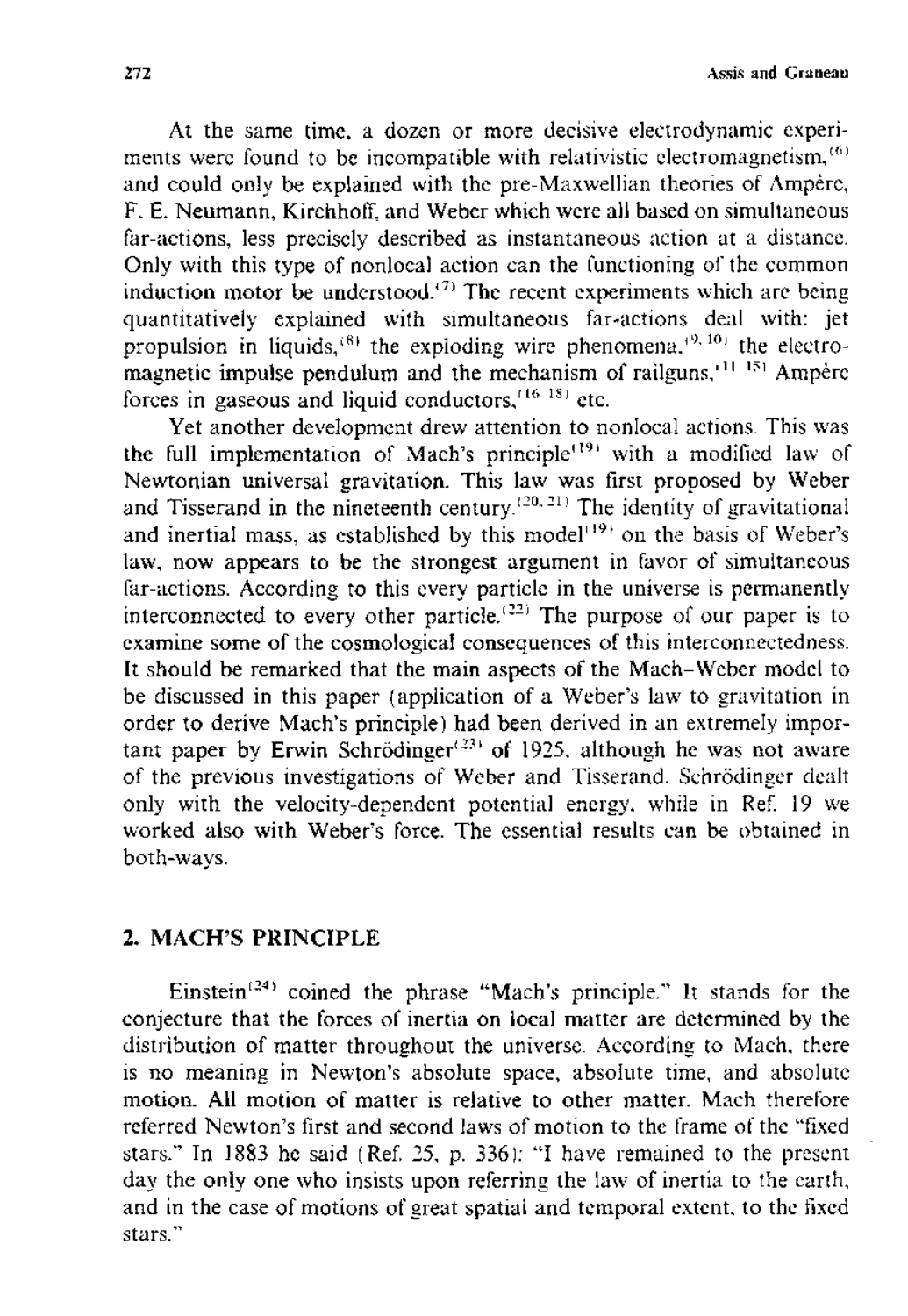At the same time, a dozen or more decisive electrodynamic experiments were found to be incompatible with relativistic electromagnetism,[6] and could only be explained with the pre-Maxwellian theories of Ampère, F. E. Neumann, Kirchhoff, and Weber which were all based on simultaneous far-actions, less precisely described as instantaneous action at a distance. Only with this type of nonlocal action can the functioning of the common induction motor be understood.[7] The recent experiments which are being quantitatively explained with simultaneous far-actions deal with: jet propulsion in liquids,[8] the exploding wire phenomena,[9,10] the electromagnetic impulse pendulum and the mechanism of railguns,[11-15] Ampère forces in gaseous and liquid conductors,[16-18] etc.

Yet another development drew attention to nonlocal actions. This was the full implementation of Mach's principle[19] with a modified law of Newtonian universal gravitation. This law was first proposed by Weber and Tisserand in the nineteenth century.[20,21] The identity of gravitational and inertial mass, as established by this model[19] on the basis of Weber's law, now appears to be the strongest argument in favor of simultaneous far-actions. According to this every particle in the universe is permanently interconnected to every other particle.[22] The purpose of our paper is to examine some of the cosmological consequences of this interconnectedness. It should be remarked that the main aspects of the Mach–Weber model to be discussed in this paper (application of a Weber's law to gravitation in order to derive Mach's principle) had been derived in an extremely important paper by Erwin Schrödinger[23] of 1925, although he was not aware of the previous investigations of Weber and Tisserand. Schrödinger dealt only with the velocity-dependent potential energy, while in Ref. 19 we worked also with Weber's force. The essential results can be obtained in both-ways.

## 2. MACH'S PRINCIPLE

Einstein[24] coined the phrase "Mach's principle." It stands for the conjecture that the forces of inertia on local matter are determined by the distribution of matter throughout the universe. According to Mach, there is no meaning in Newton's absolute space, absolute time, and absolute motion. All motion of matter is relative to other matter. Mach therefore referred Newton's first and second laws of motion to the frame of the "fixed stars." In 1883 he said (Ref. 25, p. 336): "I have remained to the present day the only one who insists upon referring the law of inertia to the earth, and in the case of motions of great spatial and temporal extent, to the fixed stars."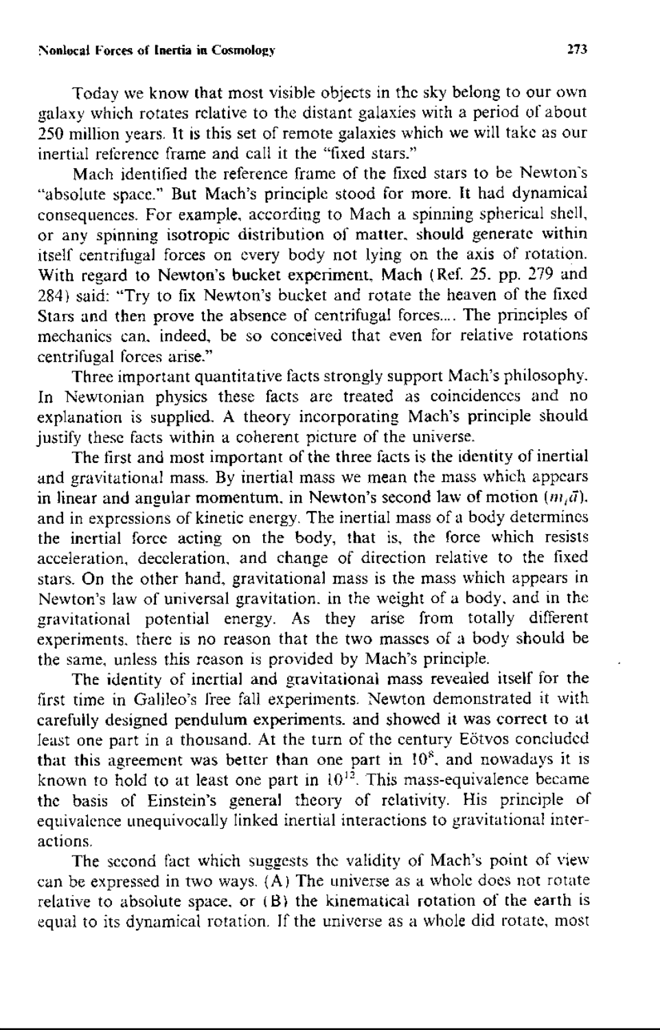Today we know that most visible objects in the sky belong to our own galaxy which rotates relative to the distant galaxies with a period of about 250 million years. It is this set of remote galaxies which we will take as our inertial reference frame and call it the "fixed stars."

Mach identified the reference frame of the fixed stars to be Newton's "absolute space." But Mach's principle stood for more. It had dynamical consequences. For example, according to Mach a spinning spherical shell, or any spinning isotropic distribution of matter, should generate within itself centrifugal forces on every body not lying on the axis of rotation. With regard to Newton's bucket experiment, Mach (Ref. 25, pp. 279 and 284) said: "Try to fix Newton's bucket and rotate the heaven of the fixed Stars and then prove the absence of centrifugal forces.... The principles of mechanics can, indeed, be so conceived that even for relative rotations centrifugal forces arise."

Three important quantitative facts strongly support Mach's philosophy. In Newtonian physics these facts are treated as coincidences and no explanation is supplied. A theory incorporating Mach's principle should justify these facts within a coherent picture of the universe.

The first and most important of the three facts is the identity of inertial and gravitational mass. By inertial mass we mean the mass which appears in linear and angular momentum, in Newton's second law of motion ($m_i\vec{a}$), and in expressions of kinetic energy. The inertial mass of a body determines the inertial force acting on the body, that is, the force which resists acceleration, deceleration, and change of direction relative to the fixed stars. On the other hand, gravitational mass is the mass which appears in Newton's law of universal gravitation, in the weight of a body, and in the gravitational potential energy. As they arise from totally different experiments, there is no reason that the two masses of a body should be the same, unless this reason is provided by Mach's principle.

The identity of inertial and gravitational mass revealed itself for the first time in Galileo's free fall experiments. Newton demonstrated it with carefully designed pendulum experiments, and showed it was correct to at least one part in a thousand. At the turn of the century Eötvos concluded that this agreement was better than one part in $10^8$, and nowadays it is known to hold to at least one part in $10^{12}$. This mass-equivalence became the basis of Einstein's general theory of relativity. His principle of equivalence unequivocally linked inertial interactions to gravitational interactions.

The second fact which suggests the validity of Mach's point of view can be expressed in two ways. (A) The universe as a whole does not rotate relative to absolute space, or (B) the kinematical rotation of the earth is equal to its dynamical rotation. If the universe as a whole did rotate, most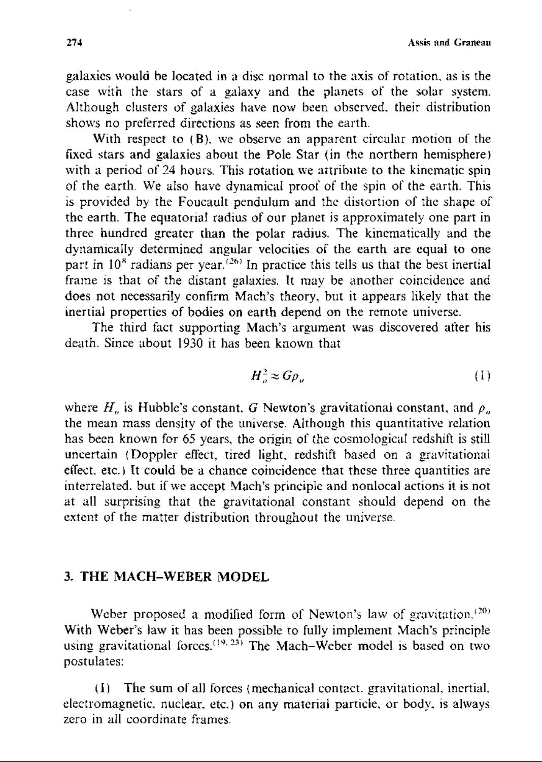galaxies would be located in a disc normal to the axis of rotation, as is the case with the stars of a galaxy and the planets of the solar system. Although clusters of galaxies have now been observed, their distribution shows no preferred directions as seen from the earth.

With respect to (B), we observe an apparent circular motion of the fixed stars and galaxies about the Pole Star (in the northern hemisphere) with a period of 24 hours. This rotation we attribute to the kinematic spin of the earth. We also have dynamical proof of the spin of the earth. This is provided by the Foucault pendulum and the distortion of the shape of the earth. The equatorial radius of our planet is approximately one part in three hundred greater than the polar radius. The kinematically and the dynamically determined angular velocities of the earth are equal to one part in $10^8$ radians per year.[26] In practice this tells us that the best inertial frame is that of the distant galaxies. It may be another coincidence and does not necessarily confirm Mach's theory, but it appears likely that the inertial properties of bodies on earth depend on the remote universe.

The third fact supporting Mach's argument was discovered after his death. Since about 1930 it has been known that

$$H_o^2 \approx G\rho_o \tag{1}$$

where $H_o$ is Hubble's constant, $G$ Newton's gravitational constant, and $\rho_o$ the mean mass density of the universe. Although this quantitative relation has been known for 65 years, the origin of the cosmological redshift is still uncertain (Doppler effect, tired light, redshift based on a gravitational effect, etc.) It could be a chance coincidence that these three quantities are interrelated, but if we accept Mach's principle and nonlocal actions it is not at all surprising that the gravitational constant should depend on the extent of the matter distribution throughout the universe.

## 3. THE MACH–WEBER MODEL

Weber proposed a modified form of Newton's law of gravitation.[20] With Weber's law it has been possible to fully implement Mach's principle using gravitational forces.[19, 23] The Mach–Weber model is based on two postulates:

(I) The sum of all forces (mechanical contact, gravitational, inertial, electromagnetic, nuclear, etc.) on any material particle, or body, is always zero in all coordinate frames.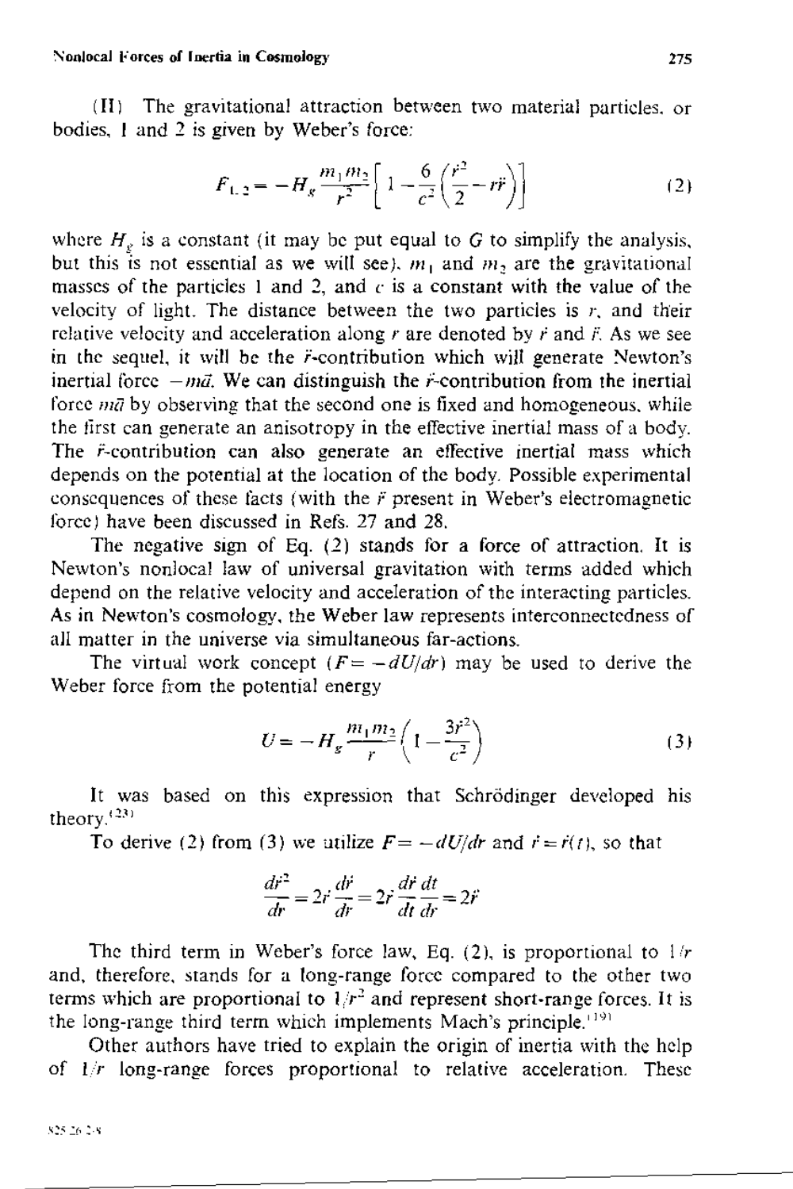(II) The gravitational attraction between two material particles, or bodies, 1 and 2 is given by Weber's force:

$$F_{1,2} = -H_g \frac{m_1 m_2}{r^2}\left[1 - \frac{6}{c^2}\left(\frac{\dot{r}^2}{2} - r\ddot{r}\right)\right] \tag{2}$$

where $H_g$ is a constant (it may be put equal to $G$ to simplify the analysis, but this is not essential as we will see), $m_1$ and $m_2$ are the gravitational masses of the particles 1 and 2, and $c$ is a constant with the value of the velocity of light. The distance between the two particles is $r$, and their relative velocity and acceleration along $r$ are denoted by $\dot{r}$ and $\ddot{r}$. As we see in the sequel, it will be the $\ddot{r}$-contribution which will generate Newton's inertial force $-m\vec{a}$. We can distinguish the $\ddot{r}$-contribution from the inertial force $m\vec{a}$ by observing that the second one is fixed and homogeneous, while the first can generate an anisotropy in the effective inertial mass of a body. The $\ddot{r}$-contribution can also generate an effective inertial mass which depends on the potential at the location of the body. Possible experimental consequences of these facts (with the $\ddot{r}$ present in Weber's electromagnetic force) have been discussed in Refs. 27 and 28.

The negative sign of Eq. (2) stands for a force of attraction. It is Newton's nonlocal law of universal gravitation with terms added which depend on the relative velocity and acceleration of the interacting particles. As in Newton's cosmology, the Weber law represents interconnectedness of all matter in the universe via simultaneous far-actions.

The virtual work concept ($F = -dU/dr$) may be used to derive the Weber force from the potential energy

$$U = -H_g \frac{m_1 m_2}{r}\left(1 - \frac{3\dot{r}^2}{c^2}\right) \tag{3}$$

It was based on this expression that Schrödinger developed his theory.[23]

To derive (2) from (3) we utilize $F = -dU/dr$ and $\dot{r} = \dot{r}(t)$, so that

$$\frac{d\dot{r}^2}{dr} = 2\dot{r}\frac{d\dot{r}}{dr} = 2\dot{r}\frac{d\dot{r}}{dt}\frac{dt}{dr} = 2\ddot{r}$$

The third term in Weber's force law, Eq. (2), is proportional to $1/r$ and, therefore, stands for a long-range force compared to the other two terms which are proportional to $1/r^2$ and represent short-range forces. It is the long-range third term which implements Mach's principle.[19]

Other authors have tried to explain the origin of inertia with the help of $1/r$ long-range forces proportional to relative acceleration. These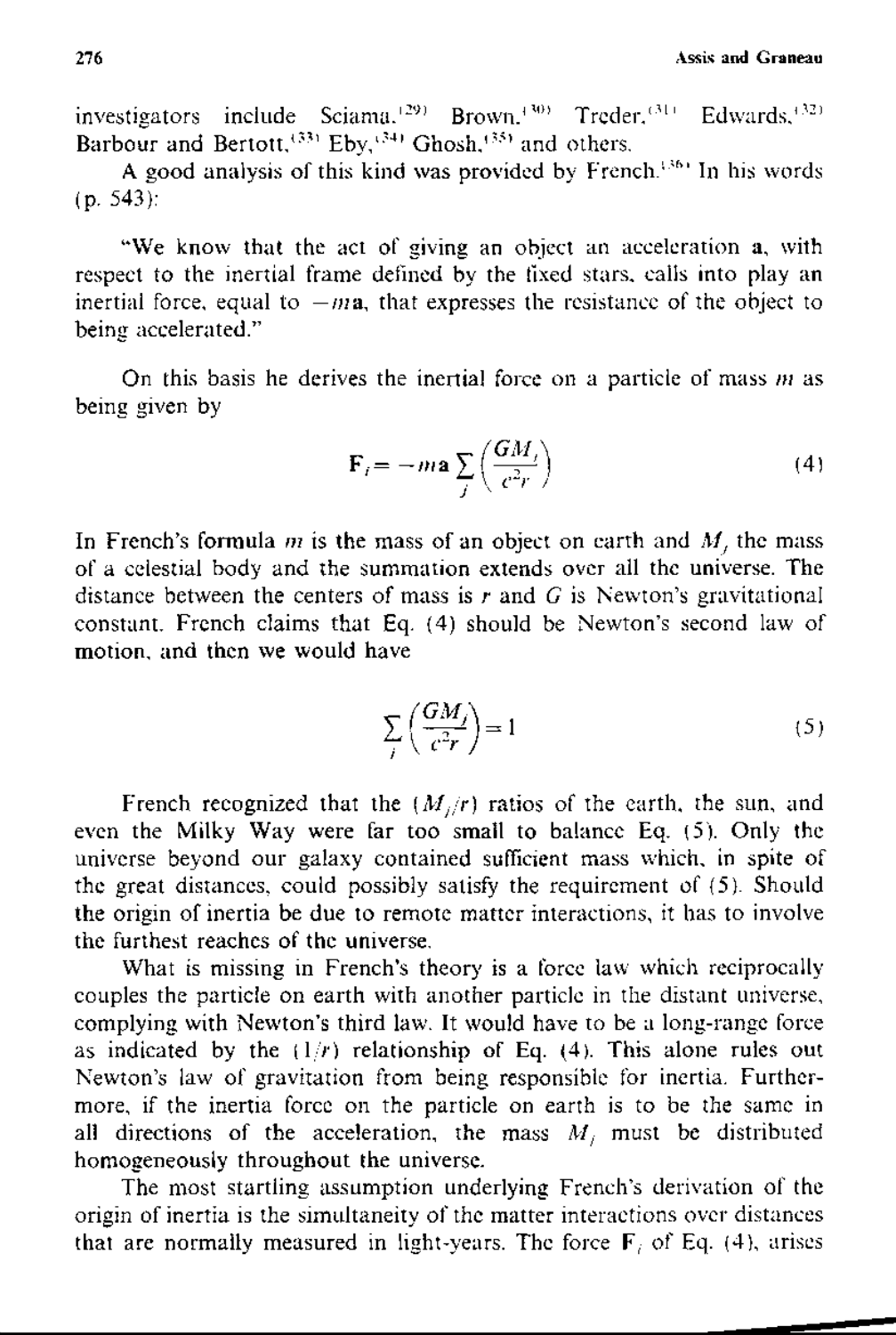investigators include Sciama,[29] Brown,[30] Treder,[31] Edwards,[32] Barbour and Bertott,[33] Eby,[34] Ghosh,[35] and others.

A good analysis of this kind was provided by French.[36] In his words (p. 543):

"We know that the act of giving an object an acceleration **a**, with respect to the inertial frame defined by the fixed stars, calls into play an inertial force, equal to $-m\mathbf{a}$, that expresses the resistance of the object to being accelerated."

On this basis he derives the inertial force on a particle of mass $m$ as being given by

$$\mathbf{F}_i = -m\mathbf{a} \sum_j \left( \frac{GM_j}{c^2 r} \right) \tag{4}$$

In French's formula $m$ is the mass of an object on earth and $M_j$ the mass of a celestial body and the summation extends over all the universe. The distance between the centers of mass is $r$ and $G$ is Newton's gravitational constant. French claims that Eq. (4) should be Newton's second law of motion, and then we would have

$$\sum_j \left( \frac{GM_j}{c^2 r} \right) = 1 \tag{5}$$

French recognized that the $(M_j/r)$ ratios of the earth, the sun, and even the Milky Way were far too small to balance Eq. (5). Only the universe beyond our galaxy contained sufficient mass which, in spite of the great distances, could possibly satisfy the requirement of (5). Should the origin of inertia be due to remote matter interactions, it has to involve the furthest reaches of the universe.

What is missing in French's theory is a force law which reciprocally couples the particle on earth with another particle in the distant universe, complying with Newton's third law. It would have to be a long-range force as indicated by the $(1/r)$ relationship of Eq. (4). This alone rules out Newton's law of gravitation from being responsible for inertia. Furthermore, if the inertia force on the particle on earth is to be the same in all directions of the acceleration, the mass $M_j$ must be distributed homogeneously throughout the universe.

The most startling assumption underlying French's derivation of the origin of inertia is the simultaneity of the matter interactions over distances that are normally measured in light-years. The force $\mathbf{F}_i$ of Eq. (4), arises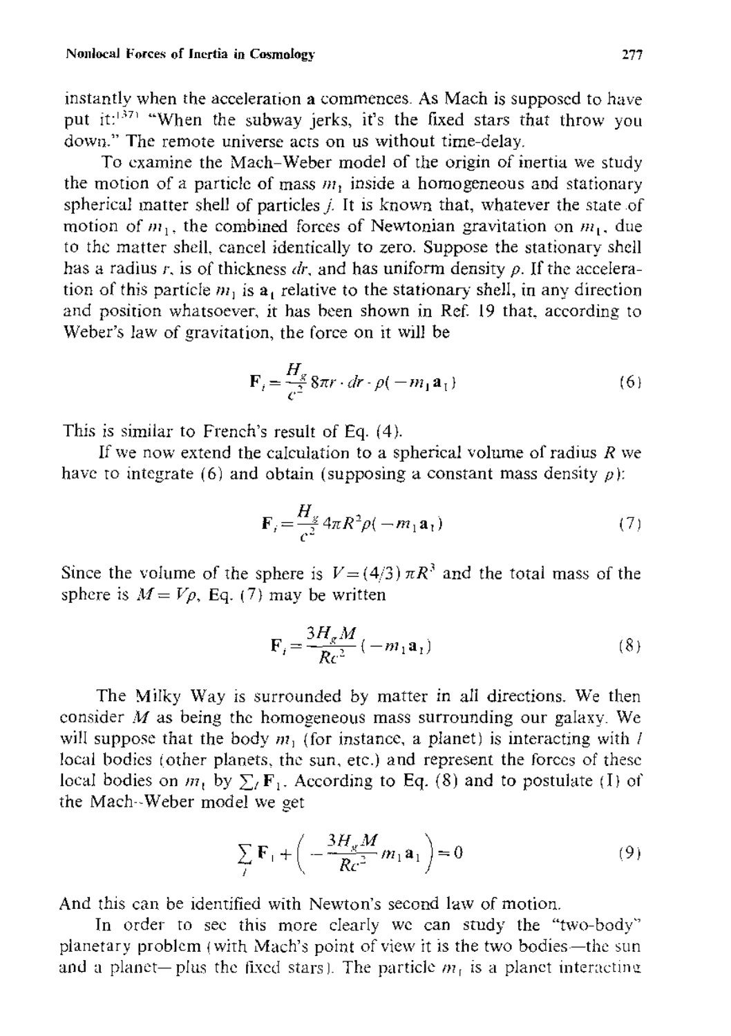instantly when the acceleration a commences. As Mach is supposed to have put it:[37] "When the subway jerks, it's the fixed stars that throw you down." The remote universe acts on us without time-delay.

To examine the Mach–Weber model of the origin of inertia we study the motion of a particle of mass $m_1$ inside a homogeneous and stationary spherical matter shell of particles $j$. It is known that, whatever the state of motion of $m_1$, the combined forces of Newtonian gravitation on $m_1$, due to the matter shell, cancel identically to zero. Suppose the stationary shell has a radius $r$, is of thickness $dr$, and has uniform density $\rho$. If the acceleration of this particle $m_1$ is $\mathbf{a}_1$ relative to the stationary shell, in any direction and position whatsoever, it has been shown in Ref. 19 that, according to Weber's law of gravitation, the force on it will be

$$\mathbf{F}_i = \frac{H_g}{c^2} 8\pi r \cdot dr \cdot \rho(-m_1 \mathbf{a}_1) \tag{6}$$

This is similar to French's result of Eq. (4).

If we now extend the calculation to a spherical volume of radius $R$ we have to integrate (6) and obtain (supposing a constant mass density $\rho$):

$$\mathbf{F}_i = \frac{H_g}{c^2} 4\pi R^2 \rho(-m_1 \mathbf{a}_1) \tag{7}$$

Since the volume of the sphere is $V = (4/3)\pi R^3$ and the total mass of the sphere is $M = V\rho$, Eq. (7) may be written

$$\mathbf{F}_i = \frac{3 H_g M}{R c^2}(-m_1 \mathbf{a}_1) \tag{8}$$

The Milky Way is surrounded by matter in all directions. We then consider $M$ as being the homogeneous mass surrounding our galaxy. We will suppose that the body $m_1$ (for instance, a planet) is interacting with $l$ local bodies (other planets, the sun, etc.) and represent the forces of these local bodies on $m_1$ by $\sum_l \mathbf{F}_1$. According to Eq. (8) and to postulate (I) of the Mach–Weber model we get

$$\sum_l \mathbf{F}_1 + \left(-\frac{3 H_g M}{R c^2} m_1 \mathbf{a}_1\right) = 0 \tag{9}$$

And this can be identified with Newton's second law of motion.

In order to see this more clearly we can study the "two-body" planetary problem (with Mach's point of view it is the two bodies—the sun and a planet—plus the fixed stars). The particle $m_1$ is a planet interacting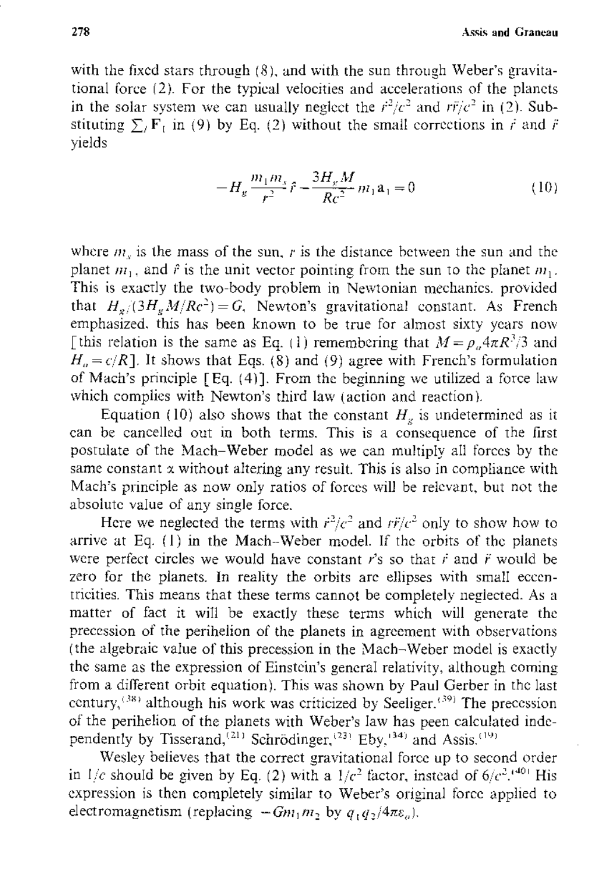with the fixed stars through (8), and with the sun through Weber's gravitational force (2). For the typical velocities and accelerations of the planets in the solar system we can usually neglect the $\dot{r}^2/c^2$ and $r\ddot{r}/c^2$ in (2). Substituting $\sum_i \mathbf{F}_i$ in (9) by Eq. (2) without the small corrections in $\dot{r}$ and $\ddot{r}$ yields

$$-H_g \frac{m_1 m_s}{r^2} \hat{r} - \frac{3H_g M}{Rc^2} m_1 \mathbf{a}_1 = 0 \tag{10}$$

where $m_s$ is the mass of the sun, $r$ is the distance between the sun and the planet $m_1$, and $\hat{r}$ is the unit vector pointing from the sun to the planet $m_1$. This is exactly the two-body problem in Newtonian mechanics, provided that $H_g/(3H_g M/Rc^2) = G$, Newton's gravitational constant. As French emphasized, this has been known to be true for almost sixty years now [this relation is the same as Eq. (1) remembering that $M = \rho_o 4\pi R^3/3$ and $H_o = c/R$]. It shows that Eqs. (8) and (9) agree with French's formulation of Mach's principle [Eq. (4)]. From the beginning we utilized a force law which complies with Newton's third law (action and reaction).

Equation (10) also shows that the constant $H_g$ is undetermined as it can be cancelled out in both terms. This is a consequence of the first postulate of the Mach–Weber model as we can multiply all forces by the same constant $\alpha$ without altering any result. This is also in compliance with Mach's principle as now only ratios of forces will be relevant, but not the absolute value of any single force.

Here we neglected the terms with $\dot{r}^2/c^2$ and $r\ddot{r}/c^2$ only to show how to arrive at Eq. (1) in the Mach–Weber model. If the orbits of the planets were perfect circles we would have constant $r$'s so that $\dot{r}$ and $\ddot{r}$ would be zero for the planets. In reality the orbits are ellipses with small eccentricities. This means that these terms cannot be completely neglected. As a matter of fact it will be exactly these terms which will generate the precession of the perihelion of the planets in agreement with observations (the algebraic value of this precession in the Mach–Weber model is exactly the same as the expression of Einstein's general relativity, although coming from a different orbit equation). This was shown by Paul Gerber in the last century,[38] although his work was criticized by Seeliger.[39] The precession of the perihelion of the planets with Weber's law has peen calculated independently by Tisserand,[21] Schrödinger,[23] Eby,[34] and Assis.[19]

Wesley believes that the correct gravitational force up to second order in $1/c$ should be given by Eq. (2) with a $1/c^2$ factor, instead of $6/c^2$.[40] His expression is then completely similar to Weber's original force applied to electromagnetism (replacing $-Gm_1 m_2$ by $q_1 q_2/4\pi\varepsilon_o$).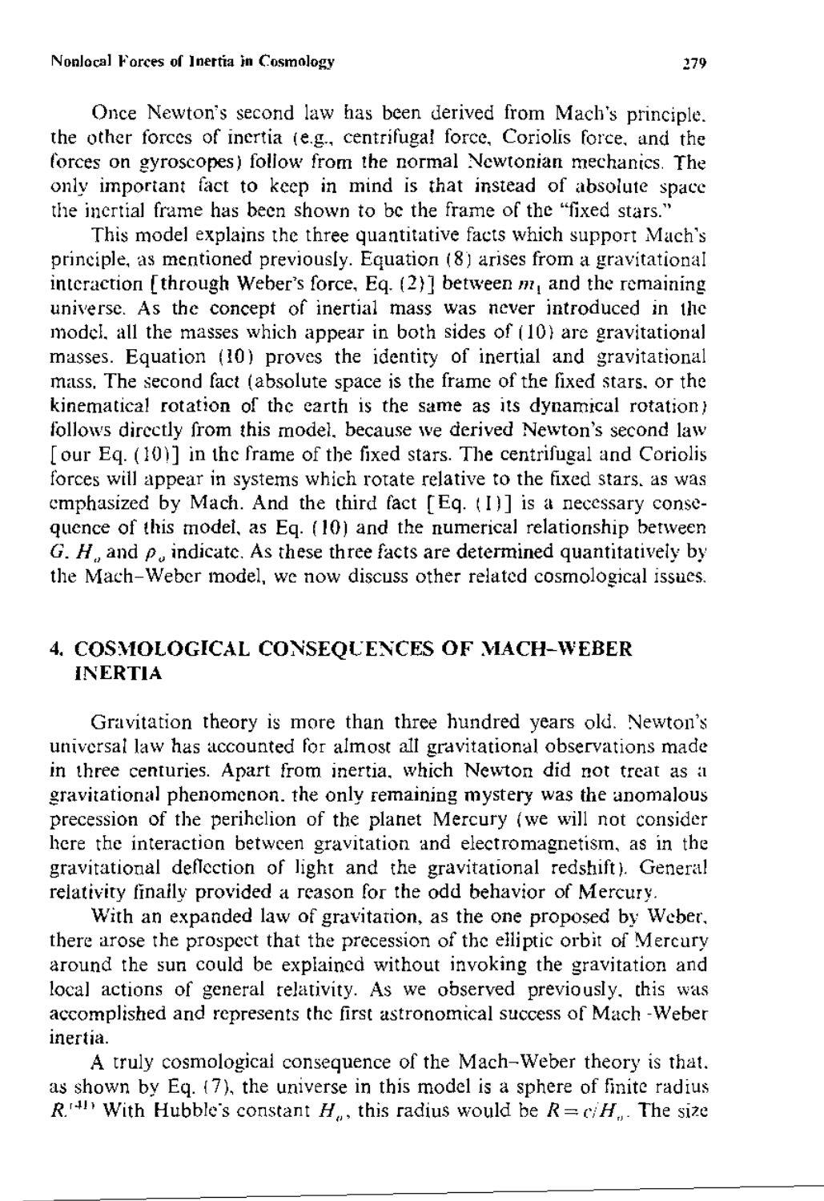Once Newton's second law has been derived from Mach's principle, the other forces of inertia (e.g., centrifugal force, Coriolis force, and the forces on gyroscopes) follow from the normal Newtonian mechanics. The only important fact to keep in mind is that instead of absolute space the inertial frame has been shown to be the frame of the "fixed stars."

This model explains the three quantitative facts which support Mach's principle, as mentioned previously. Equation (8) arises from a gravitational interaction [through Weber's force, Eq. (2)] between $m_1$ and the remaining universe. As the concept of inertial mass was never introduced in the model, all the masses which appear in both sides of (10) are gravitational masses. Equation (10) proves the identity of inertial and gravitational mass. The second fact (absolute space is the frame of the fixed stars, or the kinematical rotation of the earth is the same as its dynamical rotation) follows directly from this model, because we derived Newton's second law [our Eq. (10)] in the frame of the fixed stars. The centrifugal and Coriolis forces will appear in systems which rotate relative to the fixed stars, as was emphasized by Mach. And the third fact [Eq. (1)] is a necessary consequence of this model, as Eq. (10) and the numerical relationship between $G$, $H_o$ and $\rho_o$ indicate. As these three facts are determined quantitatively by the Mach–Weber model, we now discuss other related cosmological issues.

## 4. COSMOLOGICAL CONSEQUENCES OF MACH–WEBER INERTIA

Gravitation theory is more than three hundred years old. Newton's universal law has accounted for almost all gravitational observations made in three centuries. Apart from inertia, which Newton did not treat as a gravitational phenomenon, the only remaining mystery was the anomalous precession of the perihelion of the planet Mercury (we will not consider here the interaction between gravitation and electromagnetism, as in the gravitational deflection of light and the gravitational redshift). General relativity finally provided a reason for the odd behavior of Mercury.

With an expanded law of gravitation, as the one proposed by Weber, there arose the prospect that the precession of the elliptic orbit of Mercury around the sun could be explained without invoking the gravitation and local actions of general relativity. As we observed previously, this was accomplished and represents the first astronomical success of Mach–Weber inertia.

A truly cosmological consequence of the Mach–Weber theory is that, as shown by Eq. (7), the universe in this model is a sphere of finite radius $R$.[41] With Hubble's constant $H_o$, this radius would be $R = c/H_o$. The size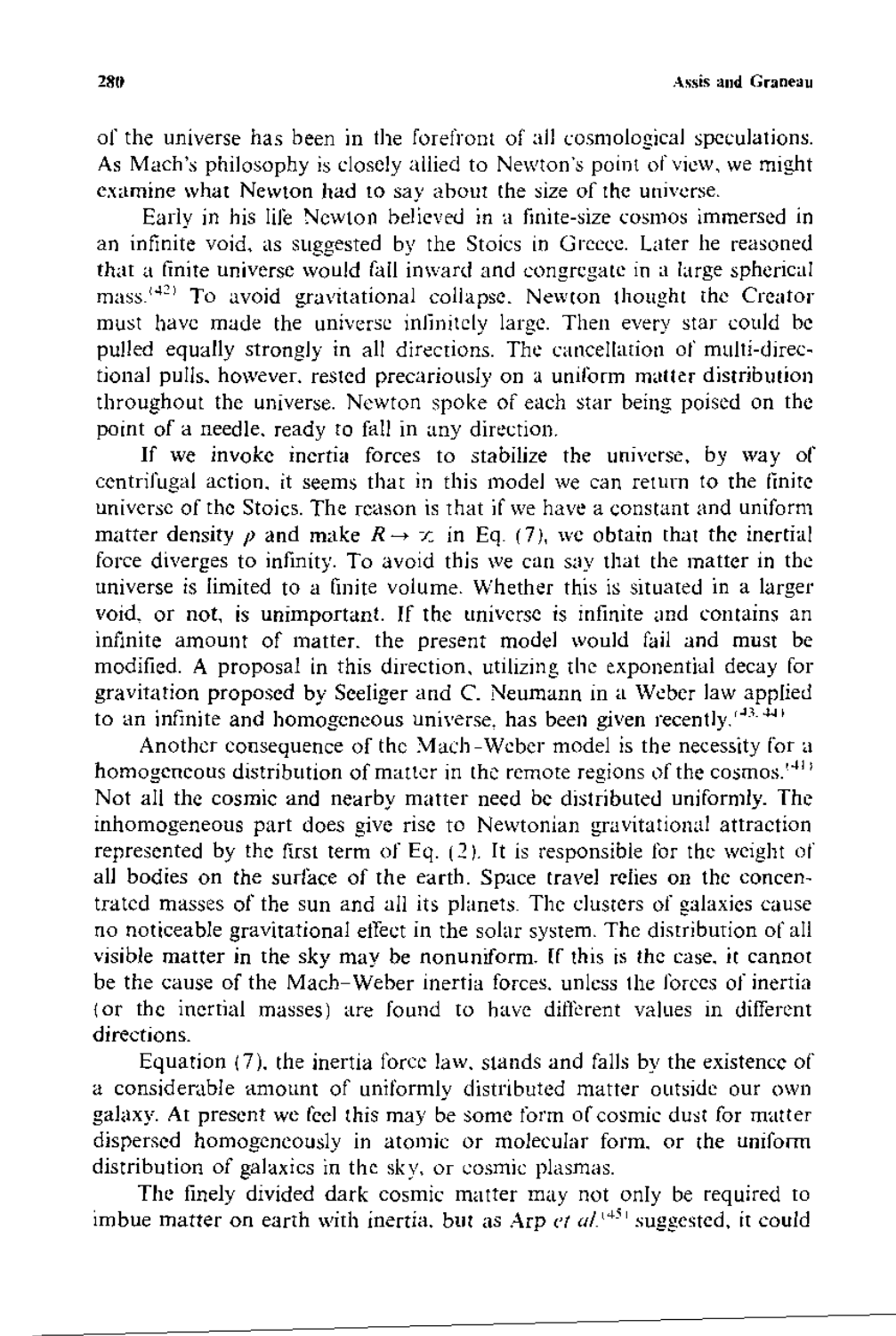of the universe has been in the forefront of all cosmological speculations. As Mach's philosophy is closely allied to Newton's point of view, we might examine what Newton had to say about the size of the universe.

Early in his life Newton believed in a finite-size cosmos immersed in an infinite void, as suggested by the Stoics in Greece. Later he reasoned that a finite universe would fall inward and congregate in a large spherical mass.[42] To avoid gravitational collapse, Newton thought the Creator must have made the universe infinitely large. Then every star could be pulled equally strongly in all directions. The cancellation of multi-directional pulls, however, rested precariously on a uniform matter distribution throughout the universe. Newton spoke of each star being poised on the point of a needle, ready to fall in any direction.

If we invoke inertia forces to stabilize the universe, by way of centrifugal action, it seems that in this model we can return to the finite universe of the Stoics. The reason is that if we have a constant and uniform matter density $\rho$ and make $R \to \infty$ in Eq. (7), we obtain that the inertial force diverges to infinity. To avoid this we can say that the matter in the universe is limited to a finite volume. Whether this is situated in a larger void, or not, is unimportant. If the universe is infinite and contains an infinite amount of matter, the present model would fail and must be modified. A proposal in this direction, utilizing the exponential decay for gravitation proposed by Seeliger and C. Neumann in a Weber law applied to an infinite and homogeneous universe, has been given recently.[43,44]

Another consequence of the Mach–Weber model is the necessity for a homogeneous distribution of matter in the remote regions of the cosmos.[41] Not all the cosmic and nearby matter need be distributed uniformly. The inhomogeneous part does give rise to Newtonian gravitational attraction represented by the first term of Eq. (2). It is responsible for the weight of all bodies on the surface of the earth. Space travel relies on the concentrated masses of the sun and all its planets. The clusters of galaxies cause no noticeable gravitational effect in the solar system. The distribution of all visible matter in the sky may be nonuniform. If this is the case, it cannot be the cause of the Mach–Weber inertia forces, unless the forces of inertia (or the inertial masses) are found to have different values in different directions.

Equation (7), the inertia force law, stands and falls by the existence of a considerable amount of uniformly distributed matter outside our own galaxy. At present we feel this may be some form of cosmic dust for matter dispersed homogeneously in atomic or molecular form, or the uniform distribution of galaxies in the sky, or cosmic plasmas.

The finely divided dark cosmic matter may not only be required to imbue matter on earth with inertia, but as Arp *et al.*[45] suggested, it could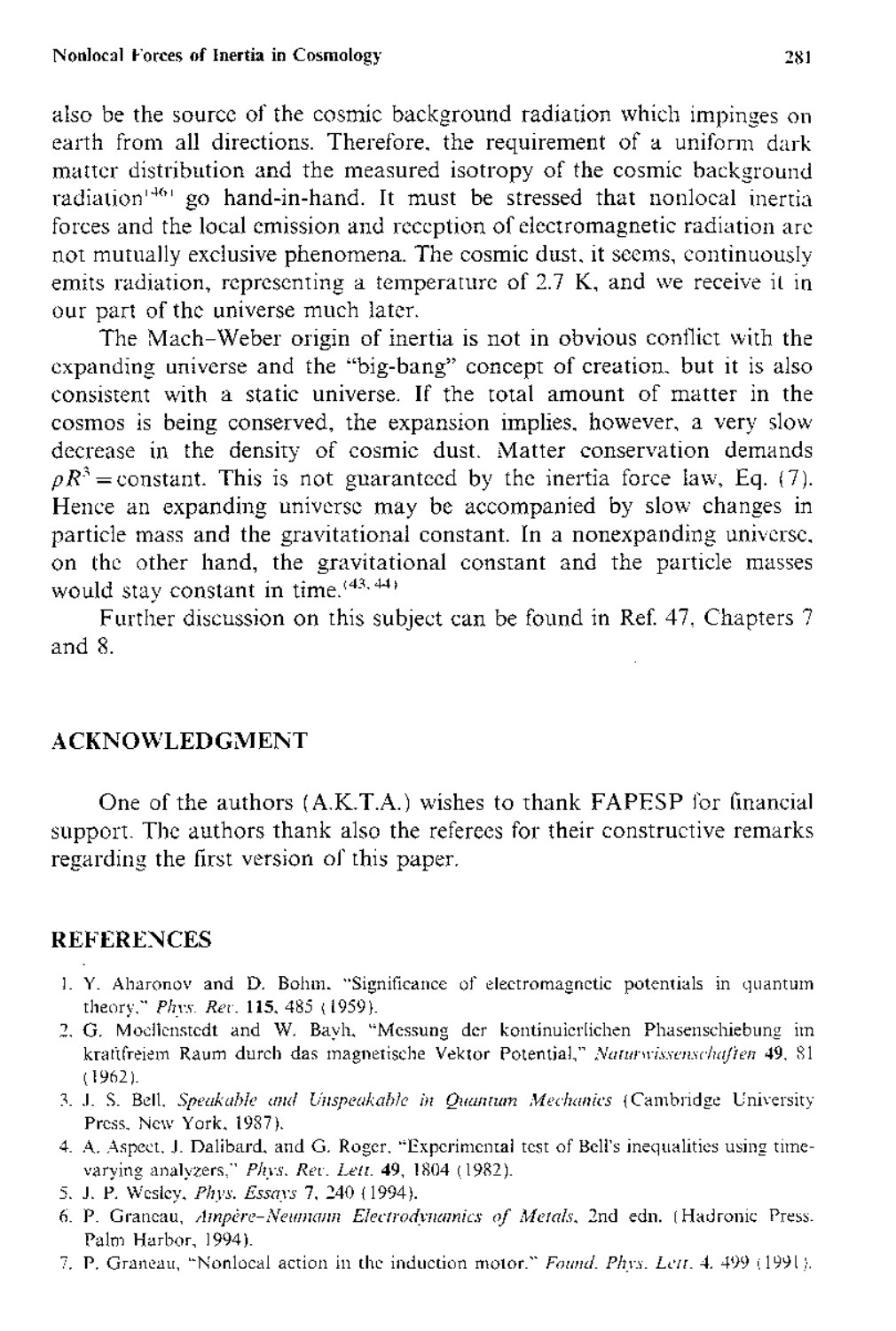also be the source of the cosmic background radiation which impinges on earth from all directions. Therefore, the requirement of a uniform dark matter distribution and the measured isotropy of the cosmic background radiation[46] go hand-in-hand. It must be stressed that nonlocal inertia forces and the local emission and reception of electromagnetic radiation are not mutually exclusive phenomena. The cosmic dust, it seems, continuously emits radiation, representing a temperature of 2.7 K, and we receive it in our part of the universe much later.

The Mach–Weber origin of inertia is not in obvious conflict with the expanding universe and the "big-bang" concept of creation, but it is also consistent with a static universe. If the total amount of matter in the cosmos is being conserved, the expansion implies, however, a very slow decrease in the density of cosmic dust. Matter conservation demands $\rho R^3 = \text{constant}$. This is not guaranteed by the inertia force law, Eq. (7). Hence an expanding universe may be accompanied by slow changes in particle mass and the gravitational constant. In a nonexpanding universe, on the other hand, the gravitational constant and the particle masses would stay constant in time.[43, 44]

Further discussion on this subject can be found in Ref. 47, Chapters 7 and 8.

## ACKNOWLEDGMENT

One of the authors (A.K.T.A.) wishes to thank FAPESP for financial support. The authors thank also the referees for their constructive remarks regarding the first version of this paper.

## REFERENCES

1. Y. Aharonov and D. Bohm, "Significance of electromagnetic potentials in quantum theory," *Phys. Rev.* **115**, 485 (1959).
2. G. Moellenstedt and W. Bayh, "Messung der kontinuierlichen Phasenschiebung im kraftfreiem Raum durch das magnetische Vektor Potential," *Naturwissenschaften* **49**, 81 (1962).
3. J. S. Bell, *Speakable and Unspeakable in Quantum Mechanics* (Cambridge University Press, New York, 1987).
4. A. Aspect, J. Dalibard, and G. Roger, "Experimental test of Bell's inequalities using time-varying analyzers," *Phys. Rev. Lett.* **49**, 1804 (1982).
5. J. P. Wesley, *Phys. Essays* 7, 240 (1994).
6. P. Graneau, *Ampère–Neumann Electrodynamics of Metals*, 2nd edn. (Hadronic Press, Palm Harbor, 1994).
7. P. Graneau, "Nonlocal action in the induction motor," *Found. Phys. Lett.* 4, 499 (1991).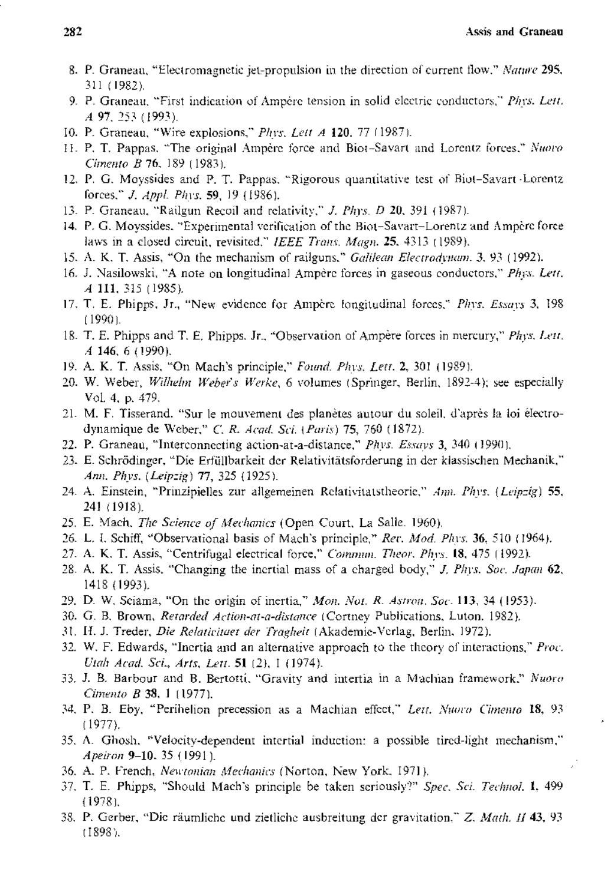8. P. Graneau, "Electromagnetic jet-propulsion in the direction of current flow," *Nature* **295**, 311 (1982).
9. P. Graneau, "First indication of Ampère tension in solid electric conductors," *Phys. Lett. A* **97**, 253 (1993).
10. P. Graneau, "Wire explosions," *Phys. Lett A* **120**, 77 (1987).
11. P. T. Pappas, "The original Ampère force and Biot–Savart and Lorentz forces," *Nuovo Cimento B* **76**, 189 (1983).
12. P. G. Moyssides and P. T. Pappas, "Rigorous quantitative test of Biot–Savart–Lorentz forces," *J. Appl. Phys.* **59**, 19 (1986).
13. P. Graneau, "Railgun Recoil and relativity," *J. Phys. D* **20**, 391 (1987).
14. P. G. Moyssides, "Experimental verification of the Biot–Savart–Lorentz and Ampère force laws in a closed circuit, revisited," *IEEE Trans. Magn.* **25**, 4313 (1989).
15. A. K. T. Assis, "On the mechanism of railguns," *Galilean Electrodynam.* 3, 93 (1992).
16. J. Nasilowski, "A note on longitudinal Ampère forces in gaseous conductors," *Phys. Lett. A* **111**, 315 (1985).
17. T. E. Phipps, Jr., "New evidence for Ampère longitudinal forces," *Phys. Essays* 3, 198 (1990).
18. T. E. Phipps and T. E. Phipps, Jr., "Observation of Ampère forces in mercury," *Phys. Lett. A* **146**, 6 (1990).
19. A. K. T. Assis, "On Mach's principle," *Found. Phys. Lett.* **2**, 301 (1989).
20. W. Weber, *Wilhelm Weber's Werke*, 6 volumes (Springer, Berlin, 1892-4); see especially Vol. 4, p. 479.
21. M. F. Tisserand, "Sur le mouvement des planètes autour du soleil, d'après la loi électrodynamique de Weber," *C. R. Acad. Sci. (Paris)* **75**, 760 (1872).
22. P. Graneau, "Interconnecting action-at-a-distance," *Phys. Essays* **3**, 340 (1990).
23. E. Schrödinger, "Die Erfüllbarkeit der Relativitätsforderung in der klassischen Mechanik," *Ann. Phys. (Leipzig)* **77**, 325 (1925).
24. A. Einstein, "Prinzipielles zur allgemeinen Relativitatstheorie," *Ann. Phys. (Leipzig)* **55**, 241 (1918).
25. E. Mach, *The Science of Mechanics* (Open Court, La Salle, 1960).
26. L. I. Schiff, "Observational basis of Mach's principle," *Rev. Mod. Phys.* **36**, 510 (1964).
27. A. K. T. Assis, "Centrifugal electrical force," *Commun. Theor. Phys.* **18**, 475 (1992).
28. A. K. T. Assis, "Changing the inertial mass of a charged body," *J. Phys. Soc. Japan* **62**, 1418 (1993).
29. D. W. Sciama, "On the origin of inertia," *Mon. Not. R. Astron. Soc.* **113**, 34 (1953).
30. G. B. Brown, *Retarded Action-at-a-distance* (Cortney Publications, Luton, 1982).
31. H. J. Treder, *Die Relativitaet der Tragheit* (Akademie-Verlag, Berlin, 1972).
32. W. F. Edwards, "Inertia and an alternative approach to the theory of interactions," *Proc. Utah Acad. Sci., Arts, Lett.* **51** (2), 1 (1974).
33. J. B. Barbour and B. Bertotti, "Gravity and intertia in a Machian framework," *Nuovo Cimento B* **38**, 1 (1977).
34. P. B. Eby, "Perihelion precession as a Machian effect," *Lett. Nuovo Cimento* **18**, 93 (1977).
35. A. Ghosh, "Velocity-dependent intertial induction: a possible tired-light mechanism," *Apeiron* **9–10**, 35 (1991).
36. A. P. French, *Newtonian Mechanics* (Norton, New York, 1971).
37. T. E. Phipps, "Should Mach's principle be taken seriously?" *Spec. Sci. Technol.* **1**, 499 (1978).
38. P. Gerber, "Die räumliche und zietliche ausbreitung der gravitation," *Z. Math. H* **43**, 93 (1898).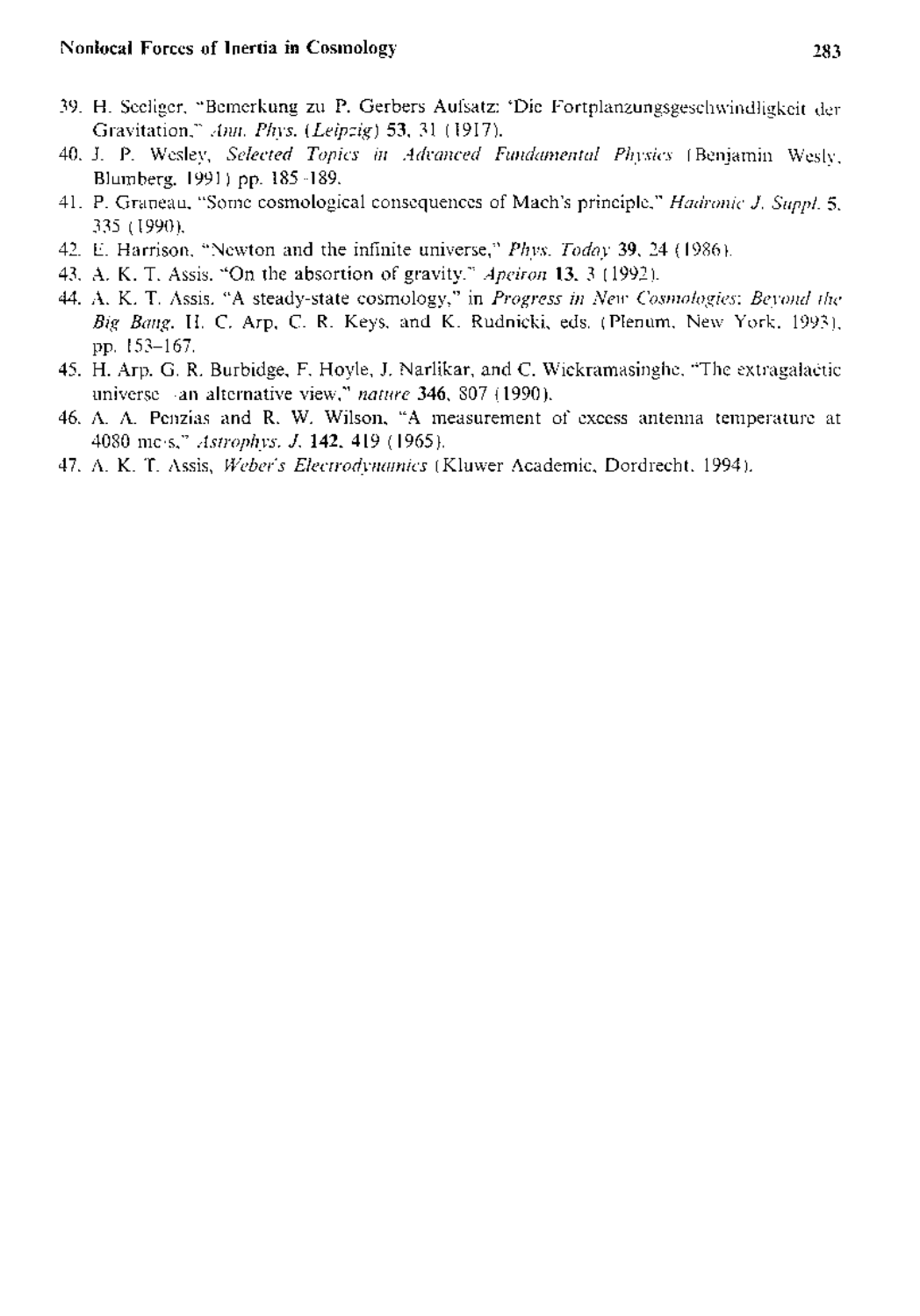39. H. Seeliger, "Bemerkung zu P. Gerbers Aufsatz: 'Die Fortplanzungsgeschwindigkeit der Gravitation,'" *Ann. Phys. (Leipzig)* **53**, 31 (1917).
40. J. P. Wesley, *Selected Topics in Advanced Fundamental Physics* (Benjamin Wesly, Blumberg, 1991) pp. 185–189.
41. P. Graneau, "Some cosmological consequences of Mach's principle," *Hadronic J. Suppl.* **5**, 335 (1990).
42. E. Harrison, "Newton and the infinite universe," *Phys. Today* **39**, 24 (1986).
43. A. K. T. Assis, "On the absortion of gravity," *Apeiron* **13**, 3 (1992).
44. A. K. T. Assis, "A steady-state cosmology," in *Progress in New Cosmologies: Beyond the Big Bang*, H. C. Arp, C. R. Keys, and K. Rudnicki, eds. (Plenum, New York, 1993), pp. 153–167.
45. H. Arp, G. R. Burbidge, F. Hoyle, J. Narlikar, and C. Wickramasinghe, "The extragalactic universe – an alternative view," *nature* **346**, 807 (1990).
46. A. A. Penzias and R. W. Wilson, "A measurement of excess antenna temperature at 4080 mc/s," *Astrophys. J.* **142**, 419 (1965).
47. A. K. T. Assis, *Weber's Electrodynamics* (Kluwer Academic, Dordrecht, 1994).